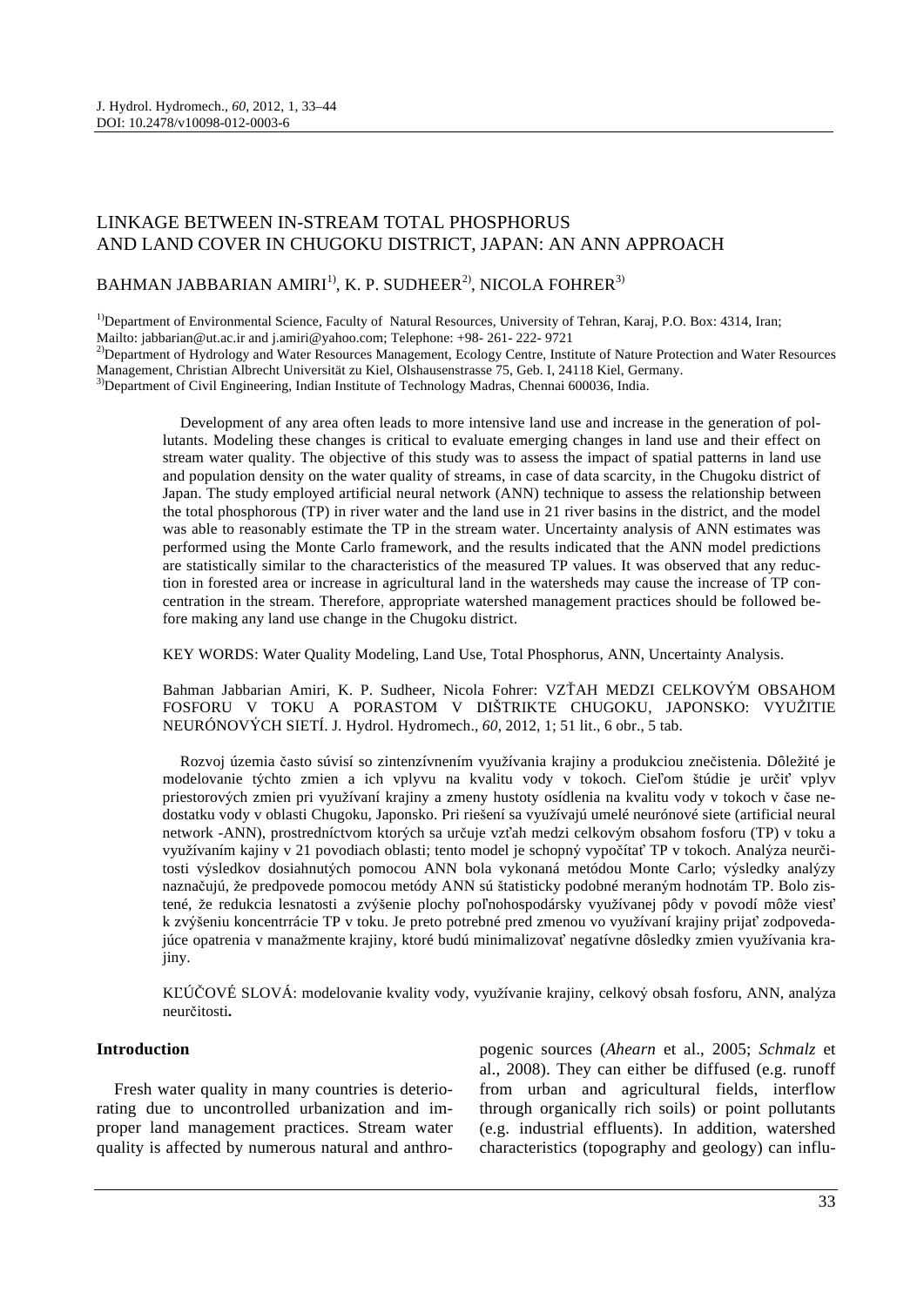J. Hydrol. Hydromech., *60*, 2012, 1, 33–44
DOI: 10.2478/v10098-012-0003-6

# LINKAGE BETWEEN IN-STREAM TOTAL PHOSPHORUS AND LAND COVER IN CHUGOKU DISTRICT, JAPAN: AN ANN APPROACH

BAHMAN JABBARIAN AMIRI[1)], K. P. SUDHEER[2)], NICOLA FOHRER[3)]

[1)]Department of Environmental Science, Faculty of Natural Resources, University of Tehran, Karaj, P.O. Box: 4314, Iran; Mailto: jabbarian@ut.ac.ir and j.amiri@yahoo.com; Telephone: +98- 261- 222- 9721
[2)]Department of Hydrology and Water Resources Management, Ecology Centre, Institute of Nature Protection and Water Resources Management, Christian Albrecht Universität zu Kiel, Olshausenstrasse 75, Geb. I, 24118 Kiel, Germany.
[3)]Department of Civil Engineering, Indian Institute of Technology Madras, Chennai 600036, India.

Development of any area often leads to more intensive land use and increase in the generation of pollutants. Modeling these changes is critical to evaluate emerging changes in land use and their effect on stream water quality. The objective of this study was to assess the impact of spatial patterns in land use and population density on the water quality of streams, in case of data scarcity, in the Chugoku district of Japan. The study employed artificial neural network (ANN) technique to assess the relationship between the total phosphorous (TP) in river water and the land use in 21 river basins in the district, and the model was able to reasonably estimate the TP in the stream water. Uncertainty analysis of ANN estimates was performed using the Monte Carlo framework, and the results indicated that the ANN model predictions are statistically similar to the characteristics of the measured TP values. It was observed that any reduction in forested area or increase in agricultural land in the watersheds may cause the increase of TP concentration in the stream. Therefore, appropriate watershed management practices should be followed before making any land use change in the Chugoku district.

KEY WORDS: Water Quality Modeling, Land Use, Total Phosphorus, ANN, Uncertainty Analysis.

Bahman Jabbarian Amiri, K. P. Sudheer, Nicola Fohrer: VZŤAH MEDZI CELKOVÝM OBSAHOM FOSFORU V TOKU A PORASTOM V DIŠTRIKTE CHUGOKU, JAPONSKO: VYUŽITIE NEURÓNOVÝCH SIETÍ. J. Hydrol. Hydromech., *60*, 2012, 1; 51 lit., 6 obr., 5 tab.

Rozvoj územia často súvisí so zintenzívnením využívania krajiny a produkciou znečistenia. Dôležité je modelovanie týchto zmien a ich vplyvu na kvalitu vody v tokoch. Cieľom štúdie je určiť vplyv priestorových zmien pri využívaní krajiny a zmeny hustoty osídlenia na kvalitu vody v tokoch v čase nedostatku vody v oblasti Chugoku, Japonsko. Pri riešení sa využívajú umelé neurónové siete (artificial neural network -ANN), prostredníctvom ktorých sa určuje vzťah medzi celkovým obsahom fosforu (TP) v toku a využívaním kajiny v 21 povodiach oblasti; tento model je schopný vypočítať TP v tokoch. Analýza neurčitosti výsledkov dosiahnutých pomocou ANN bola vykonaná metódou Monte Carlo; výsledky analýzy naznačujú, že predpovede pomocou metódy ANN sú štatisticky podobné meraným hodnotám TP. Bolo zistené, že redukcia lesnatosti a zvýšenie plochy poľnohospodársky využívanej pôdy v povodí môže viesť k zvýšeniu koncentrrácie TP v toku. Je preto potrebné pred zmenou vo využívaní krajiny prijať zodpovedajúce opatrenia v manažmente krajiny, ktoré budú minimalizovať negatívne dôsledky zmien využívania krajiny.

KĽÚČOVÉ SLOVÁ: modelovanie kvality vody, využívanie krajiny, celkový obsah fosforu, ANN, analýza neurčitosti**.**

## Introduction

Fresh water quality in many countries is deteriorating due to uncontrolled urbanization and improper land management practices. Stream water quality is affected by numerous natural and anthropogenic sources (*Ahearn* et al., 2005; *Schmalz* et al., 2008). They can either be diffused (e.g. runoff from urban and agricultural fields, interflow through organically rich soils) or point pollutants (e.g. industrial effluents). In addition, watershed characteristics (topography and geology) can influ-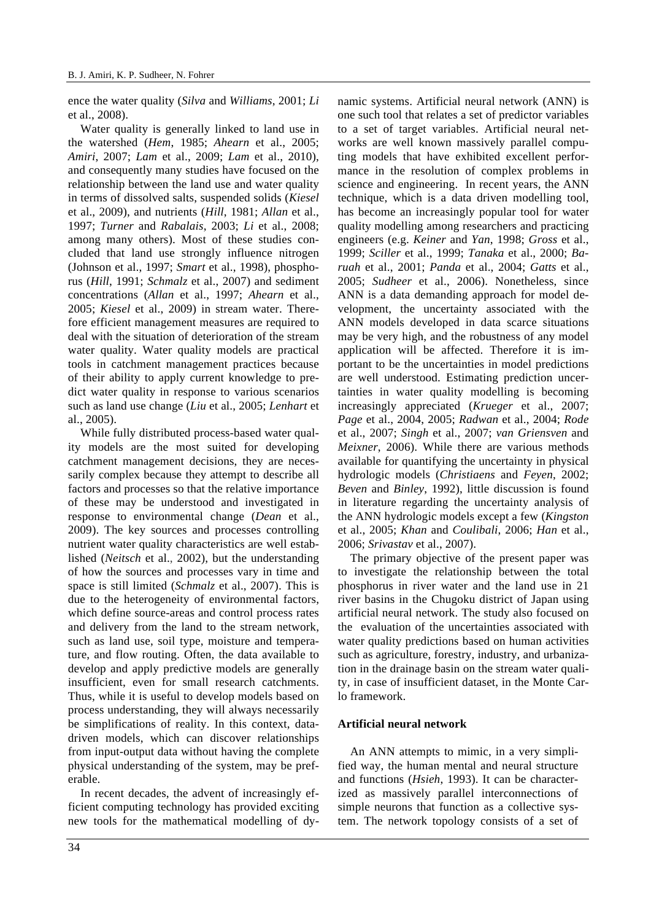ence the water quality (*Silva* and *Williams*, 2001; *Li* et al., 2008).

Water quality is generally linked to land use in the watershed (*Hem*, 1985; *Ahearn* et al., 2005; *Amiri*, 2007; *Lam* et al., 2009; *Lam* et al., 2010), and consequently many studies have focused on the relationship between the land use and water quality in terms of dissolved salts, suspended solids (*Kiesel* et al., 2009), and nutrients (*Hill*, 1981; *Allan* et al., 1997; *Turner* and *Rabalais*, 2003; *Li* et al., 2008; among many others). Most of these studies concluded that land use strongly influence nitrogen (Johnson et al., 1997; *Smart* et al., 1998), phosphorus (*Hill*, 1991; *Schmalz* et al., 2007) and sediment concentrations (*Allan* et al., 1997; *Ahearn* et al., 2005; *Kiesel* et al., 2009) in stream water. Therefore efficient management measures are required to deal with the situation of deterioration of the stream water quality. Water quality models are practical tools in catchment management practices because of their ability to apply current knowledge to predict water quality in response to various scenarios such as land use change (*Liu* et al., 2005; *Lenhart* et al., 2005).

While fully distributed process-based water quality models are the most suited for developing catchment management decisions, they are necessarily complex because they attempt to describe all factors and processes so that the relative importance of these may be understood and investigated in response to environmental change (*Dean* et al., 2009). The key sources and processes controlling nutrient water quality characteristics are well established (*Neitsch* et al., 2002), but the understanding of how the sources and processes vary in time and space is still limited (*Schmalz* et al., 2007). This is due to the heterogeneity of environmental factors, which define source-areas and control process rates and delivery from the land to the stream network, such as land use, soil type, moisture and temperature, and flow routing. Often, the data available to develop and apply predictive models are generally insufficient, even for small research catchments. Thus, while it is useful to develop models based on process understanding, they will always necessarily be simplifications of reality. In this context, data-driven models, which can discover relationships from input-output data without having the complete physical understanding of the system, may be preferable.

In recent decades, the advent of increasingly efficient computing technology has provided exciting new tools for the mathematical modelling of dynamic systems. Artificial neural network (ANN) is one such tool that relates a set of predictor variables to a set of target variables. Artificial neural networks are well known massively parallel computing models that have exhibited excellent performance in the resolution of complex problems in science and engineering. In recent years, the ANN technique, which is a data driven modelling tool, has become an increasingly popular tool for water quality modelling among researchers and practicing engineers (e.g. *Keiner* and *Yan*, 1998; *Gross* et al., 1999; *Sciller* et al., 1999; *Tanaka* et al., 2000; *Baruah* et al., 2001; *Panda* et al., 2004; *Gatts* et al., 2005; *Sudheer* et al., 2006). Nonetheless, since ANN is a data demanding approach for model development, the uncertainty associated with the ANN models developed in data scarce situations may be very high, and the robustness of any model application will be affected. Therefore it is important to be the uncertainties in model predictions are well understood. Estimating prediction uncertainties in water quality modelling is becoming increasingly appreciated (*Krueger* et al., 2007; *Page* et al., 2004, 2005; *Radwan* et al., 2004; *Rode* et al., 2007; *Singh* et al., 2007; *van Griensven* and *Meixner*, 2006). While there are various methods available for quantifying the uncertainty in physical hydrologic models (*Christiaens* and *Feyen*, 2002; *Beven* and *Binley*, 1992), little discussion is found in literature regarding the uncertainty analysis of the ANN hydrologic models except a few (*Kingston* et al., 2005; *Khan* and *Coulibali*, 2006; *Han* et al., 2006; *Srivastav* et al., 2007).

The primary objective of the present paper was to investigate the relationship between the total phosphorus in river water and the land use in 21 river basins in the Chugoku district of Japan using artificial neural network. The study also focused on the evaluation of the uncertainties associated with water quality predictions based on human activities such as agriculture, forestry, industry, and urbanization in the drainage basin on the stream water quality, in case of insufficient dataset, in the Monte Carlo framework.

## Artificial neural network

An ANN attempts to mimic, in a very simplified way, the human mental and neural structure and functions (*Hsieh*, 1993). It can be characterized as massively parallel interconnections of simple neurons that function as a collective system. The network topology consists of a set of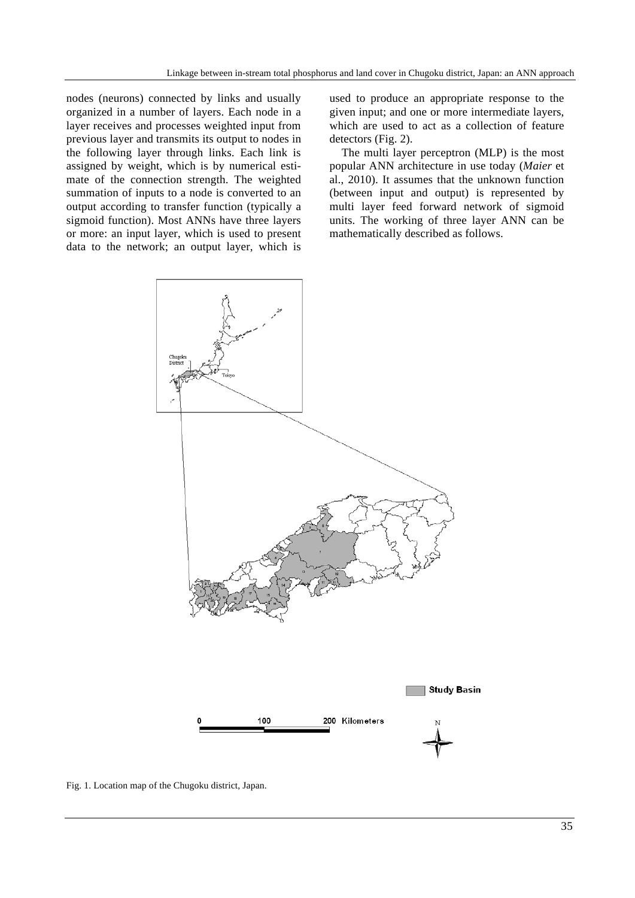nodes (neurons) connected by links and usually organized in a number of layers. Each node in a layer receives and processes weighted input from previous layer and transmits its output to nodes in the following layer through links. Each link is assigned by weight, which is by numerical estimate of the connection strength. The weighted summation of inputs to a node is converted to an output according to transfer function (typically a sigmoid function). Most ANNs have three layers or more: an input layer, which is used to present data to the network; an output layer, which is used to produce an appropriate response to the given input; and one or more intermediate layers, which are used to act as a collection of feature detectors (Fig. 2).

The multi layer perceptron (MLP) is the most popular ANN architecture in use today (*Maier* et al., 2010). It assumes that the unknown function (between input and output) is represented by multi layer feed forward network of sigmoid units. The working of three layer ANN can be mathematically described as follows.

Fig. 1. Location map of the Chugoku district, Japan.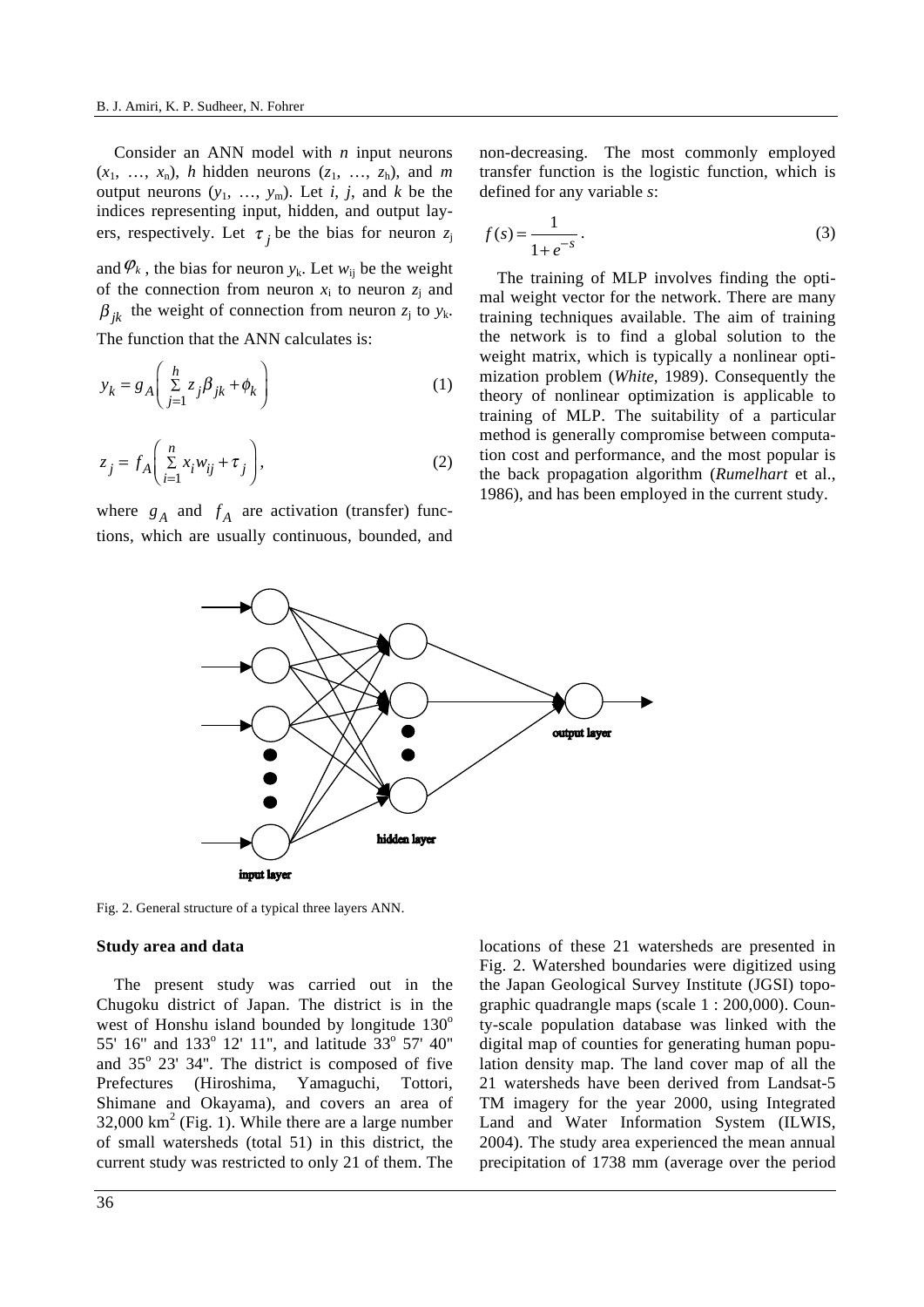Consider an ANN model with $n$ input neurons ($x_1$, …, $x_n$), $h$ hidden neurons ($z_1$, …, $z_h$), and $m$ output neurons ($y_1$, …, $y_m$). Let $i$, $j$, and $k$ be the indices representing input, hidden, and output layers, respectively. Let $\tau_j$ be the bias for neuron $z_j$ and $\varphi_k$, the bias for neuron $y_k$. Let $w_{ij}$ be the weight of the connection from neuron $x_i$ to neuron $z_j$ and $\beta_{jk}$ the weight of connection from neuron $z_j$ to $y_k$. The function that the ANN calculates is:

$$y_k = g_A\left(\sum_{j=1}^{h} z_j \beta_{jk} + \phi_k\right) \tag{1}$$

$$z_j = f_A\left(\sum_{i=1}^{n} x_i w_{ij} + \tau_j\right), \tag{2}$$

where $g_A$ and $f_A$ are activation (transfer) functions, which are usually continuous, bounded, and non-decreasing. The most commonly employed transfer function is the logistic function, which is defined for any variable $s$:

$$f(s) = \frac{1}{1+e^{-s}}\,. \tag{3}$$

The training of MLP involves finding the optimal weight vector for the network. There are many training techniques available. The aim of training the network is to find a global solution to the weight matrix, which is typically a nonlinear optimization problem (*White*, 1989). Consequently the theory of nonlinear optimization is applicable to training of MLP. The suitability of a particular method is generally compromise between computation cost and performance, and the most popular is the back propagation algorithm (*Rumelhart* et al., 1986), and has been employed in the current study.

Fig. 2. General structure of a typical three layers ANN.

### Study area and data

The present study was carried out in the Chugoku district of Japan. The district is in the west of Honshu island bounded by longitude 130° 55' 16" and 133° 12' 11", and latitude 33° 57' 40" and 35° 23' 34". The district is composed of five Prefectures (Hiroshima, Yamaguchi, Tottori, Shimane and Okayama), and covers an area of 32,000 km$^2$ (Fig. 1). While there are a large number of small watersheds (total 51) in this district, the current study was restricted to only 21 of them. The locations of these 21 watersheds are presented in Fig. 2. Watershed boundaries were digitized using the Japan Geological Survey Institute (JGSI) topographic quadrangle maps (scale 1 : 200,000). County-scale population database was linked with the digital map of counties for generating human population density map. The land cover map of all the 21 watersheds have been derived from Landsat-5 TM imagery for the year 2000, using Integrated Land and Water Information System (ILWIS, 2004). The study area experienced the mean annual precipitation of 1738 mm (average over the period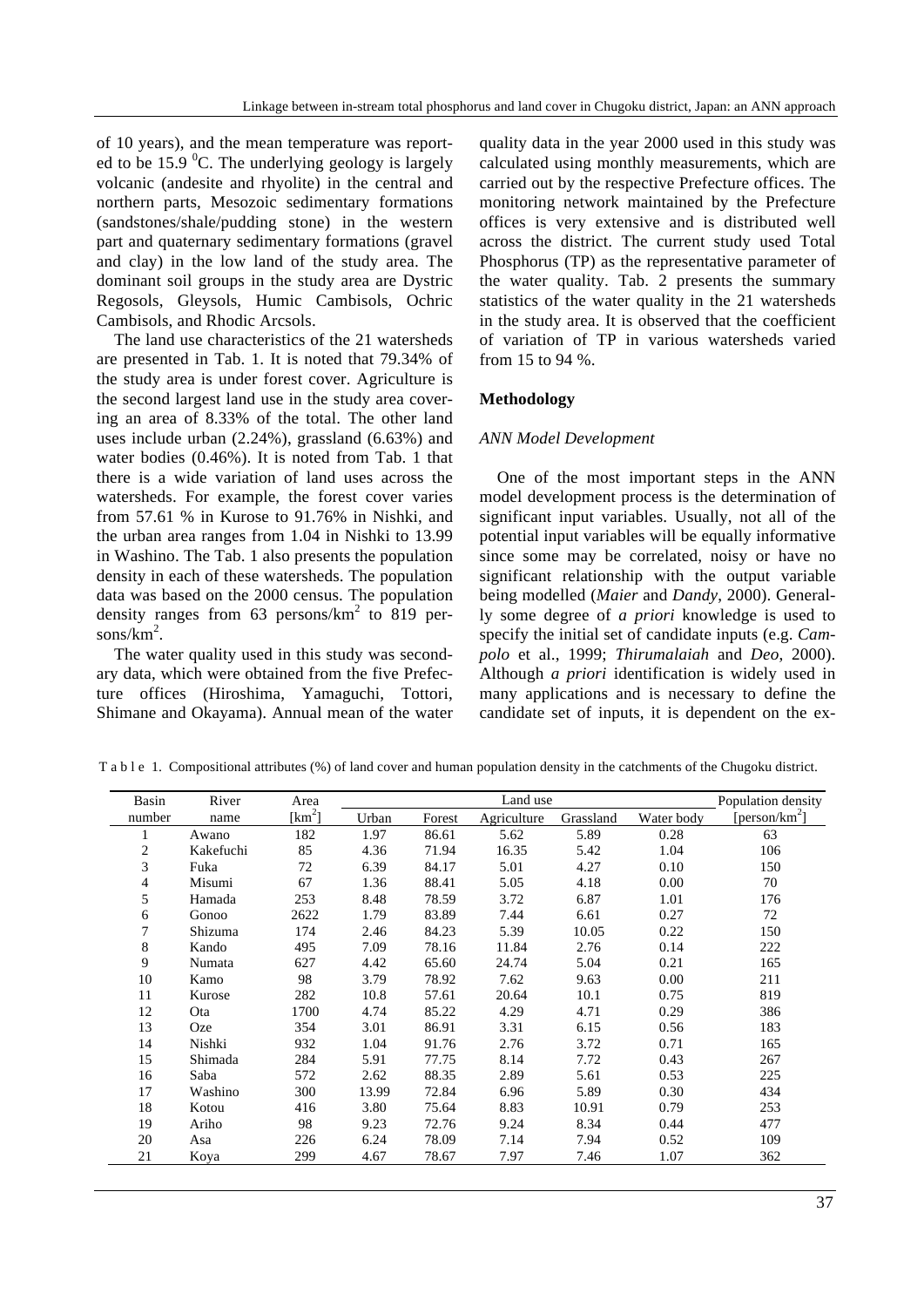of 10 years), and the mean temperature was reported to be 15.9 $^0$C. The underlying geology is largely volcanic (andesite and rhyolite) in the central and northern parts, Mesozoic sedimentary formations (sandstones/shale/pudding stone) in the western part and quaternary sedimentary formations (gravel and clay) in the low land of the study area. The dominant soil groups in the study area are Dystric Regosols, Gleysols, Humic Cambisols, Ochric Cambisols, and Rhodic Arcsols.

The land use characteristics of the 21 watersheds are presented in Tab. 1. It is noted that 79.34% of the study area is under forest cover. Agriculture is the second largest land use in the study area covering an area of 8.33% of the total. The other land uses include urban (2.24%), grassland (6.63%) and water bodies (0.46%). It is noted from Tab. 1 that there is a wide variation of land uses across the watersheds. For example, the forest cover varies from 57.61 % in Kurose to 91.76% in Nishki, and the urban area ranges from 1.04 in Nishki to 13.99 in Washino. The Tab. 1 also presents the population density in each of these watersheds. The population data was based on the 2000 census. The population density ranges from 63 persons/km$^2$ to 819 persons/km$^2$.

The water quality used in this study was secondary data, which were obtained from the five Prefecture offices (Hiroshima, Yamaguchi, Tottori, Shimane and Okayama). Annual mean of the water quality data in the year 2000 used in this study was calculated using monthly measurements, which are carried out by the respective Prefecture offices. The monitoring network maintained by the Prefecture offices is very extensive and is distributed well across the district. The current study used Total Phosphorus (TP) as the representative parameter of the water quality. Tab. 2 presents the summary statistics of the water quality in the 21 watersheds in the study area. It is observed that the coefficient of variation of TP in various watersheds varied from 15 to 94 %.

## Methodology

### *ANN Model Development*

One of the most important steps in the ANN model development process is the determination of significant input variables. Usually, not all of the potential input variables will be equally informative since some may be correlated, noisy or have no significant relationship with the output variable being modelled (*Maier* and *Dandy*, 2000). Generally some degree of *a priori* knowledge is used to specify the initial set of candidate inputs (e.g. *Campolo* et al., 1999; *Thirumalaiah* and *Deo*, 2000). Although *a priori* identification is widely used in many applications and is necessary to define the candidate set of inputs, it is dependent on the ex-

T a b l e 1. Compositional attributes (%) of land cover and human population density in the catchments of the Chugoku district.

| Basin number | River name | Area [km$^2$] | Land use | | | | | Population density [person/km$^2$] |
|---|---|---|---|---|---|---|---|---|
| | | | Urban | Forest | Agriculture | Grassland | Water body | |
| 1 | Awano | 182 | 1.97 | 86.61 | 5.62 | 5.89 | 0.28 | 63 |
| 2 | Kakefuchi | 85 | 4.36 | 71.94 | 16.35 | 5.42 | 1.04 | 106 |
| 3 | Fuka | 72 | 6.39 | 84.17 | 5.01 | 4.27 | 0.10 | 150 |
| 4 | Misumi | 67 | 1.36 | 88.41 | 5.05 | 4.18 | 0.00 | 70 |
| 5 | Hamada | 253 | 8.48 | 78.59 | 3.72 | 6.87 | 1.01 | 176 |
| 6 | Gonoo | 2622 | 1.79 | 83.89 | 7.44 | 6.61 | 0.27 | 72 |
| 7 | Shizuma | 174 | 2.46 | 84.23 | 5.39 | 10.05 | 0.22 | 150 |
| 8 | Kando | 495 | 7.09 | 78.16 | 11.84 | 2.76 | 0.14 | 222 |
| 9 | Numata | 627 | 4.42 | 65.60 | 24.74 | 5.04 | 0.21 | 165 |
| 10 | Kamo | 98 | 3.79 | 78.92 | 7.62 | 9.63 | 0.00 | 211 |
| 11 | Kurose | 282 | 10.8 | 57.61 | 20.64 | 10.1 | 0.75 | 819 |
| 12 | Ota | 1700 | 4.74 | 85.22 | 4.29 | 4.71 | 0.29 | 386 |
| 13 | Oze | 354 | 3.01 | 86.91 | 3.31 | 6.15 | 0.56 | 183 |
| 14 | Nishki | 932 | 1.04 | 91.76 | 2.76 | 3.72 | 0.71 | 165 |
| 15 | Shimada | 284 | 5.91 | 77.75 | 8.14 | 7.72 | 0.43 | 267 |
| 16 | Saba | 572 | 2.62 | 88.35 | 2.89 | 5.61 | 0.53 | 225 |
| 17 | Washino | 300 | 13.99 | 72.84 | 6.96 | 5.89 | 0.30 | 434 |
| 18 | Kotou | 416 | 3.80 | 75.64 | 8.83 | 10.91 | 0.79 | 253 |
| 19 | Ariho | 98 | 9.23 | 72.76 | 9.24 | 8.34 | 0.44 | 477 |
| 20 | Asa | 226 | 6.24 | 78.09 | 7.14 | 7.94 | 0.52 | 109 |
| 21 | Koya | 299 | 4.67 | 78.67 | 7.97 | 7.46 | 1.07 | 362 |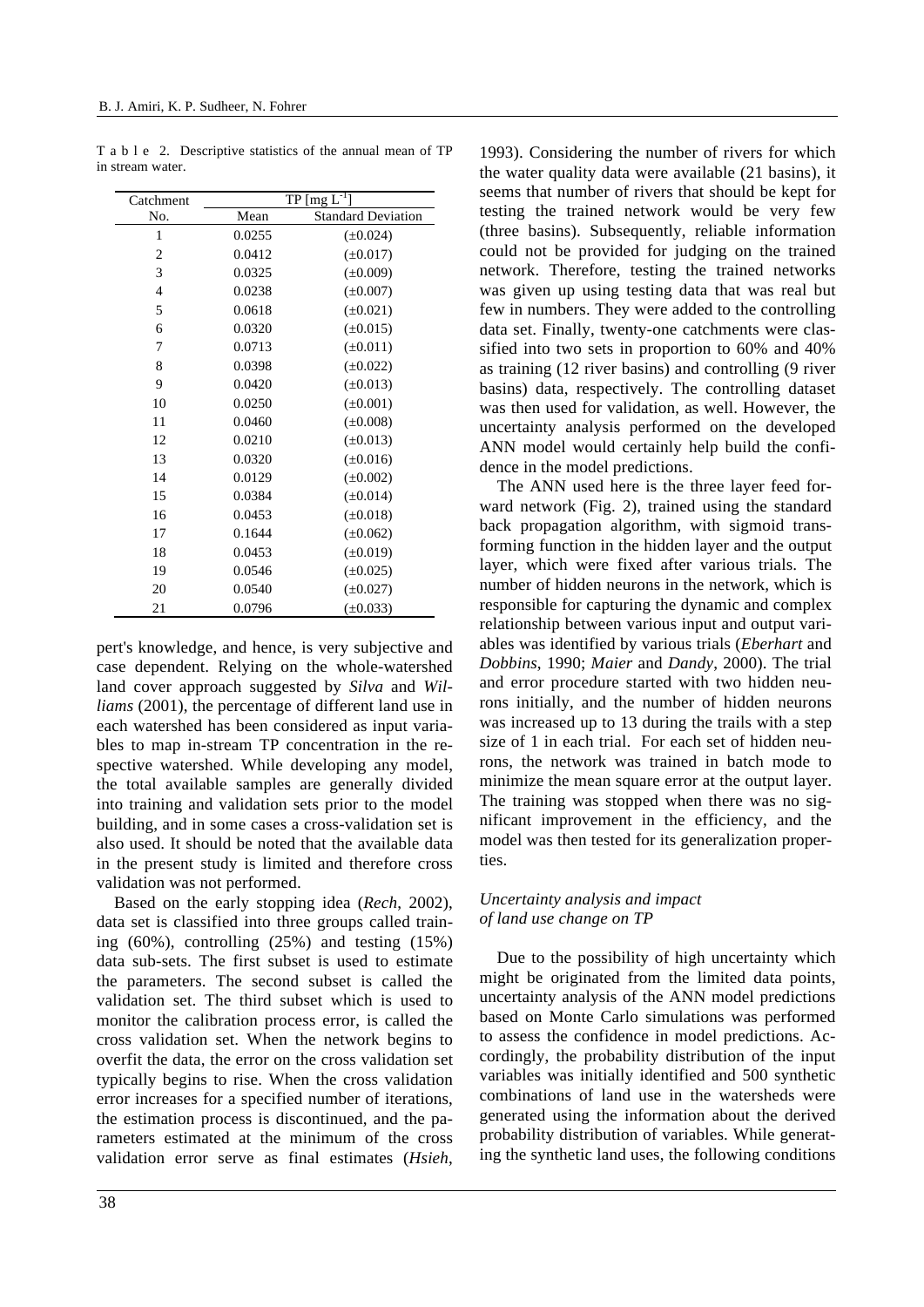Table 2. Descriptive statistics of the annual mean of TP in stream water.

| Catchment No. | TP [mg L$^{-1}$] Mean | Standard Deviation |
|---|---|---|
| 1 | 0.0255 | (±0.024) |
| 2 | 0.0412 | (±0.017) |
| 3 | 0.0325 | (±0.009) |
| 4 | 0.0238 | (±0.007) |
| 5 | 0.0618 | (±0.021) |
| 6 | 0.0320 | (±0.015) |
| 7 | 0.0713 | (±0.011) |
| 8 | 0.0398 | (±0.022) |
| 9 | 0.0420 | (±0.013) |
| 10 | 0.0250 | (±0.001) |
| 11 | 0.0460 | (±0.008) |
| 12 | 0.0210 | (±0.013) |
| 13 | 0.0320 | (±0.016) |
| 14 | 0.0129 | (±0.002) |
| 15 | 0.0384 | (±0.014) |
| 16 | 0.0453 | (±0.018) |
| 17 | 0.1644 | (±0.062) |
| 18 | 0.0453 | (±0.019) |
| 19 | 0.0546 | (±0.025) |
| 20 | 0.0540 | (±0.027) |
| 21 | 0.0796 | (±0.033) |

pert's knowledge, and hence, is very subjective and case dependent. Relying on the whole-watershed land cover approach suggested by *Silva* and *Williams* (2001), the percentage of different land use in each watershed has been considered as input variables to map in-stream TP concentration in the respective watershed. While developing any model, the total available samples are generally divided into training and validation sets prior to the model building, and in some cases a cross-validation set is also used. It should be noted that the available data in the present study is limited and therefore cross validation was not performed.

Based on the early stopping idea (*Rech*, 2002), data set is classified into three groups called training (60%), controlling (25%) and testing (15%) data sub-sets. The first subset is used to estimate the parameters. The second subset is called the validation set. The third subset which is used to monitor the calibration process error, is called the cross validation set. When the network begins to overfit the data, the error on the cross validation set typically begins to rise. When the cross validation error increases for a specified number of iterations, the estimation process is discontinued, and the parameters estimated at the minimum of the cross validation error serve as final estimates (*Hsieh*, 1993). Considering the number of rivers for which the water quality data were available (21 basins), it seems that number of rivers that should be kept for testing the trained network would be very few (three basins). Subsequently, reliable information could not be provided for judging on the trained network. Therefore, testing the trained networks was given up using testing data that was real but few in numbers. They were added to the controlling data set. Finally, twenty-one catchments were classified into two sets in proportion to 60% and 40% as training (12 river basins) and controlling (9 river basins) data, respectively. The controlling dataset was then used for validation, as well. However, the uncertainty analysis performed on the developed ANN model would certainly help build the confidence in the model predictions.

The ANN used here is the three layer feed forward network (Fig. 2), trained using the standard back propagation algorithm, with sigmoid transforming function in the hidden layer and the output layer, which were fixed after various trials. The number of hidden neurons in the network, which is responsible for capturing the dynamic and complex relationship between various input and output variables was identified by various trials (*Eberhart* and *Dobbins*, 1990; *Maier* and *Dandy*, 2000). The trial and error procedure started with two hidden neurons initially, and the number of hidden neurons was increased up to 13 during the trails with a step size of 1 in each trial. For each set of hidden neurons, the network was trained in batch mode to minimize the mean square error at the output layer. The training was stopped when there was no significant improvement in the efficiency, and the model was then tested for its generalization properties.

### *Uncertainty analysis and impact of land use change on TP*

Due to the possibility of high uncertainty which might be originated from the limited data points, uncertainty analysis of the ANN model predictions based on Monte Carlo simulations was performed to assess the confidence in model predictions. Accordingly, the probability distribution of the input variables was initially identified and 500 synthetic combinations of land use in the watersheds were generated using the information about the derived probability distribution of variables. While generating the synthetic land uses, the following conditions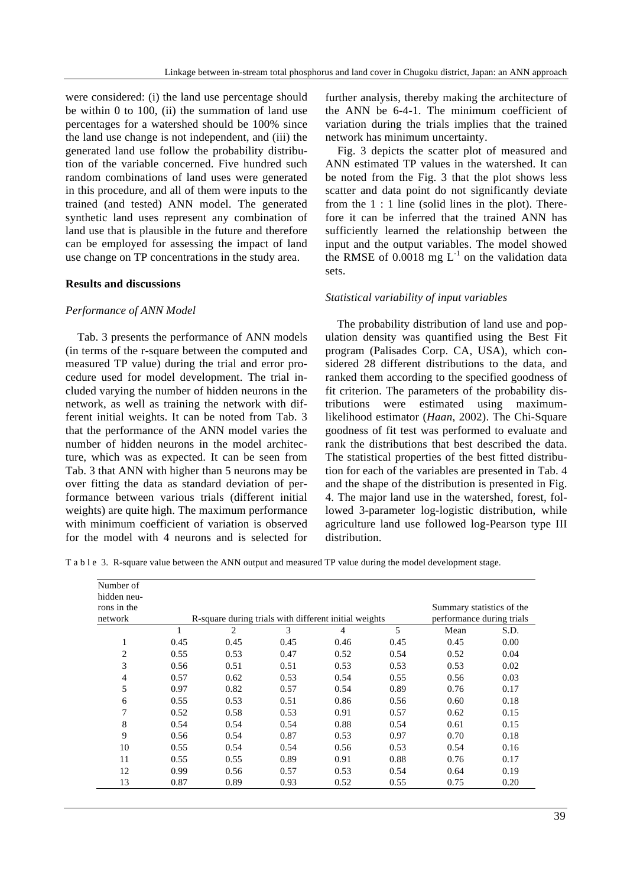were considered: (i) the land use percentage should be within 0 to 100, (ii) the summation of land use percentages for a watershed should be 100% since the land use change is not independent, and (iii) the generated land use follow the probability distribution of the variable concerned. Five hundred such random combinations of land uses were generated in this procedure, and all of them were inputs to the trained (and tested) ANN model. The generated synthetic land uses represent any combination of land use that is plausible in the future and therefore can be employed for assessing the impact of land use change on TP concentrations in the study area.

## Results and discussions

### *Performance of ANN Model*

Tab. 3 presents the performance of ANN models (in terms of the r-square between the computed and measured TP value) during the trial and error procedure used for model development. The trial included varying the number of hidden neurons in the network, as well as training the network with different initial weights. It can be noted from Tab. 3 that the performance of the ANN model varies the number of hidden neurons in the model architecture, which was as expected. It can be seen from Tab. 3 that ANN with higher than 5 neurons may be over fitting the data as standard deviation of performance between various trials (different initial weights) are quite high. The maximum performance with minimum coefficient of variation is observed for the model with 4 neurons and is selected for further analysis, thereby making the architecture of the ANN be 6-4-1. The minimum coefficient of variation during the trials implies that the trained network has minimum uncertainty.

Fig. 3 depicts the scatter plot of measured and ANN estimated TP values in the watershed. It can be noted from the Fig. 3 that the plot shows less scatter and data point do not significantly deviate from the 1 : 1 line (solid lines in the plot). Therefore it can be inferred that the trained ANN has sufficiently learned the relationship between the input and the output variables. The model showed the RMSE of 0.0018 mg $L^{-1}$ on the validation data sets.

### *Statistical variability of input variables*

The probability distribution of land use and population density was quantified using the Best Fit program (Palisades Corp. CA, USA), which considered 28 different distributions to the data, and ranked them according to the specified goodness of fit criterion. The parameters of the probability distributions were estimated using maximum-likelihood estimator (*Haan*, 2002). The Chi-Square goodness of fit test was performed to evaluate and rank the distributions that best described the data. The statistical properties of the best fitted distribution for each of the variables are presented in Tab. 4 and the shape of the distribution is presented in Fig. 4. The major land use in the watershed, forest, followed 3-parameter log-logistic distribution, while agriculture land use followed log-Pearson type III distribution.

Table 3. R-square value between the ANN output and measured TP value during the model development stage.

| Number of hidden neurons in the network | R-square during trials with different initial weights | | | | | Summary statistics of the performance during trials | |
|---|---|---|---|---|---|---|---|
| | 1 | 2 | 3 | 4 | 5 | Mean | S.D. |
| 1 | 0.45 | 0.45 | 0.45 | 0.46 | 0.45 | 0.45 | 0.00 |
| 2 | 0.55 | 0.53 | 0.47 | 0.52 | 0.54 | 0.52 | 0.04 |
| 3 | 0.56 | 0.51 | 0.51 | 0.53 | 0.53 | 0.53 | 0.02 |
| 4 | 0.57 | 0.62 | 0.53 | 0.54 | 0.55 | 0.56 | 0.03 |
| 5 | 0.97 | 0.82 | 0.57 | 0.54 | 0.89 | 0.76 | 0.17 |
| 6 | 0.55 | 0.53 | 0.51 | 0.86 | 0.56 | 0.60 | 0.18 |
| 7 | 0.52 | 0.58 | 0.53 | 0.91 | 0.57 | 0.62 | 0.15 |
| 8 | 0.54 | 0.54 | 0.54 | 0.88 | 0.54 | 0.61 | 0.15 |
| 9 | 0.56 | 0.54 | 0.87 | 0.53 | 0.97 | 0.70 | 0.18 |
| 10 | 0.55 | 0.54 | 0.54 | 0.56 | 0.53 | 0.54 | 0.16 |
| 11 | 0.55 | 0.55 | 0.89 | 0.91 | 0.88 | 0.76 | 0.17 |
| 12 | 0.99 | 0.56 | 0.57 | 0.53 | 0.54 | 0.64 | 0.19 |
| 13 | 0.87 | 0.89 | 0.93 | 0.52 | 0.55 | 0.75 | 0.20 |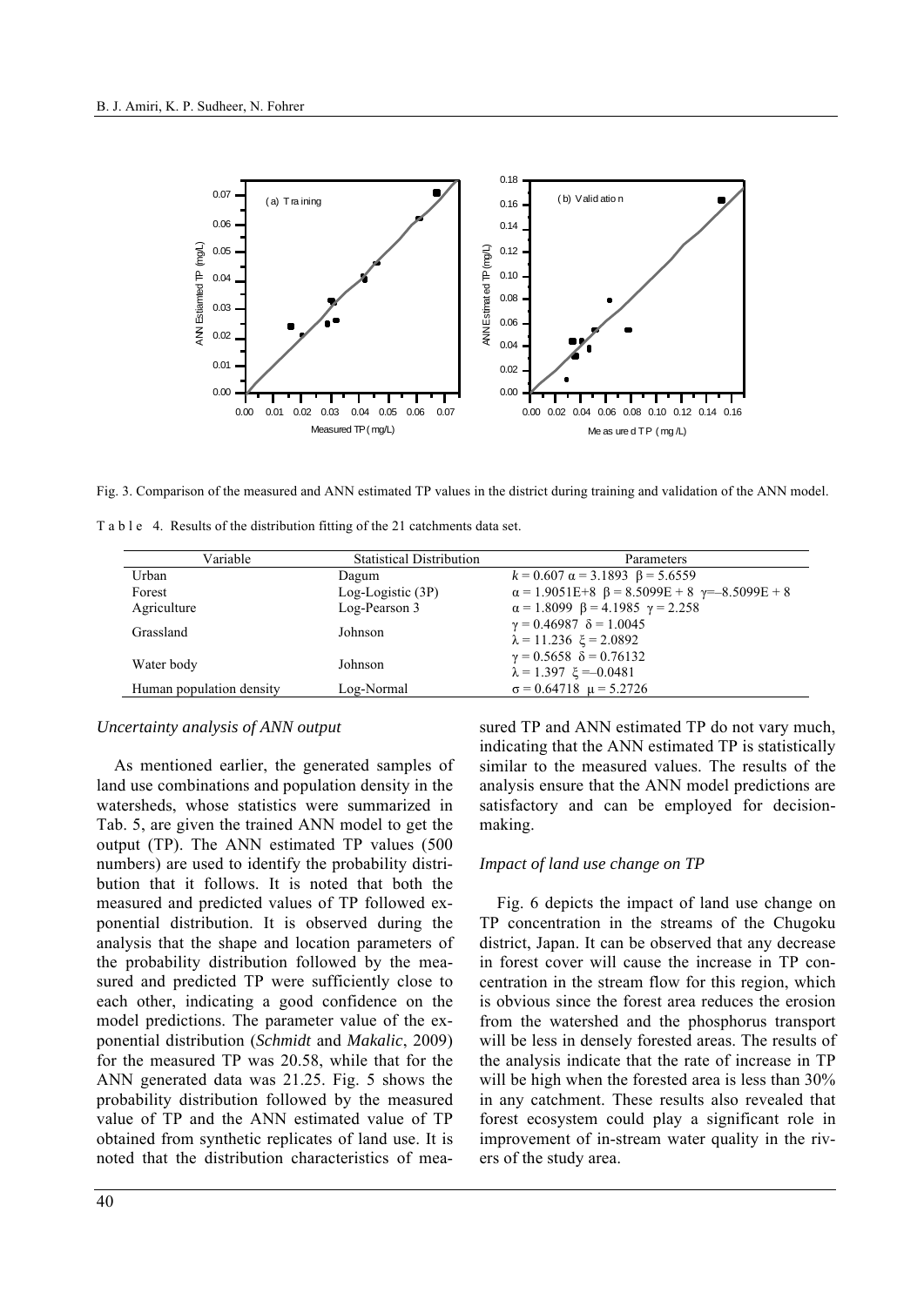Fig. 3. Comparison of the measured and ANN estimated TP values in the district during training and validation of the ANN model.

Table 4. Results of the distribution fitting of the 21 catchments data set.

| Variable | Statistical Distribution | Parameters |
|---|---|---|
| Urban | Dagum | $k = 0.607$ $\alpha = 3.1893$ $\beta = 5.6559$ |
| Forest | Log-Logistic (3P) | $\alpha = 1.9051\text{E}+8$ $\beta = 8.5099\text{E}+8$ $\gamma = -8.5099\text{E}+8$ |
| Agriculture | Log-Pearson 3 | $\alpha = 1.8099$ $\beta = 4.1985$ $\gamma = 2.258$ |
| Grassland | Johnson | $\gamma = 0.46987$ $\delta = 1.0045$ $\lambda = 11.236$ $\xi = 2.0892$ |
| Water body | Johnson | $\gamma = 0.5658$ $\delta = 0.76132$ $\lambda = 1.397$ $\xi = -0.0481$ |
| Human population density | Log-Normal | $\sigma = 0.64718$ $\mu = 5.2726$ |

### *Uncertainty analysis of ANN output*

As mentioned earlier, the generated samples of land use combinations and population density in the watersheds, whose statistics were summarized in Tab. 5, are given the trained ANN model to get the output (TP). The ANN estimated TP values (500 numbers) are used to identify the probability distribution that it follows. It is noted that both the measured and predicted values of TP followed exponential distribution. It is observed during the analysis that the shape and location parameters of the probability distribution followed by the measured and predicted TP were sufficiently close to each other, indicating a good confidence on the model predictions. The parameter value of the exponential distribution (*Schmidt* and *Makalic*, 2009) for the measured TP was 20.58, while that for the ANN generated data was 21.25. Fig. 5 shows the probability distribution followed by the measured value of TP and the ANN estimated value of TP obtained from synthetic replicates of land use. It is noted that the distribution characteristics of measured TP and ANN estimated TP do not vary much, indicating that the ANN estimated TP is statistically similar to the measured values. The results of the analysis ensure that the ANN model predictions are satisfactory and can be employed for decision-making.

### *Impact of land use change on TP*

Fig. 6 depicts the impact of land use change on TP concentration in the streams of the Chugoku district, Japan. It can be observed that any decrease in forest cover will cause the increase in TP concentration in the stream flow for this region, which is obvious since the forest area reduces the erosion from the watershed and the phosphorus transport will be less in densely forested areas. The results of the analysis indicate that the rate of increase in TP will be high when the forested area is less than 30% in any catchment. These results also revealed that forest ecosystem could play a significant role in improvement of in-stream water quality in the rivers of the study area.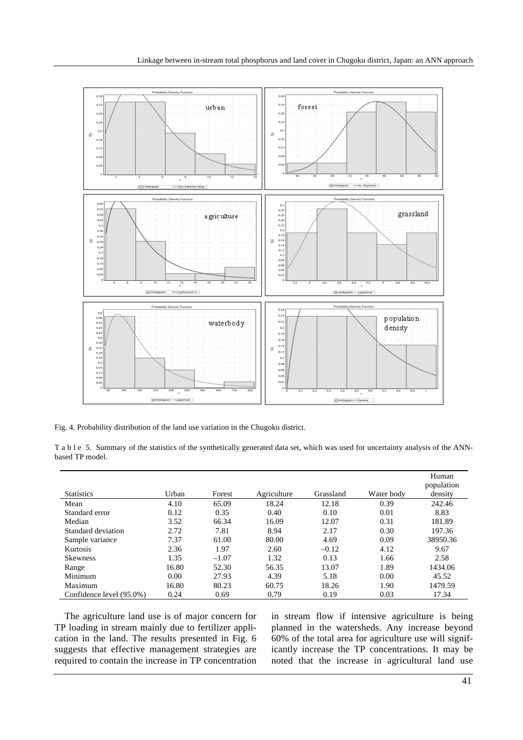Fig. 4. Probability distribution of the land use variation in the Chugoku district.

Table 5. Summary of the statistics of the synthetically generated data set, which was used for uncertainty analysis of the ANN-based TP model.

| Statistics | Urban | Forest | Agriculture | Grassland | Water body | Human population density |
|---|---|---|---|---|---|---|
| Mean | 4.10 | 65.09 | 18.24 | 12.18 | 0.39 | 242.46 |
| Standard error | 0.12 | 0.35 | 0.40 | 0.10 | 0.01 | 8.83 |
| Median | 3.52 | 66.34 | 16.09 | 12.07 | 0.31 | 181.89 |
| Standard deviation | 2.72 | 7.81 | 8.94 | 2.17 | 0.30 | 197.36 |
| Sample variance | 7.37 | 61.00 | 80.00 | 4.69 | 0.09 | 38950.36 |
| Kurtosis | 2.36 | 1.97 | 2.60 | –0.12 | 4.12 | 9.67 |
| Skewness | 1.35 | –1.07 | 1.32 | 0.13 | 1.66 | 2.58 |
| Range | 16.80 | 52.30 | 56.35 | 13.07 | 1.89 | 1434.06 |
| Minimum | 0.00 | 27.93 | 4.39 | 5.18 | 0.00 | 45.52 |
| Maximum | 16.80 | 80.23 | 60.75 | 18.26 | 1.90 | 1479.59 |
| Confidence level (95.0%) | 0.24 | 0.69 | 0.79 | 0.19 | 0.03 | 17.34 |

The agriculture land use is of major concern for TP loading in stream mainly due to fertilizer application in the land. The results presented in Fig. 6 suggests that effective management strategies are required to contain the increase in TP concentration in stream flow if intensive agriculture is being planned in the watersheds. Any increase beyond 60% of the total area for agriculture use will significantly increase the TP concentrations. It may be noted that the increase in agricultural land use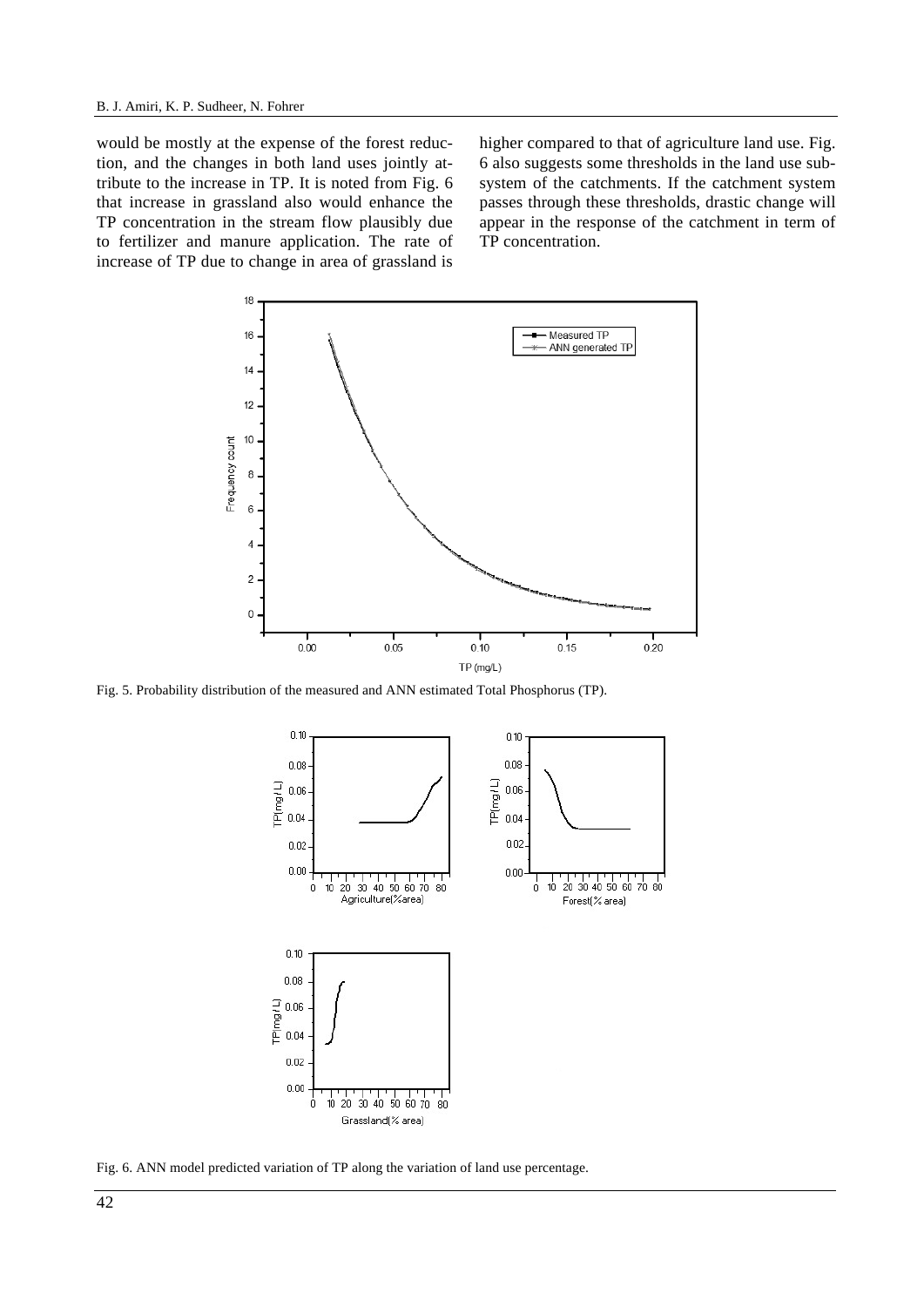would be mostly at the expense of the forest reduction, and the changes in both land uses jointly attribute to the increase in TP. It is noted from Fig. 6 that increase in grassland also would enhance the TP concentration in the stream flow plausibly due to fertilizer and manure application. The rate of increase of TP due to change in area of grassland is higher compared to that of agriculture land use. Fig. 6 also suggests some thresholds in the land use subsystem of the catchments. If the catchment system passes through these thresholds, drastic change will appear in the response of the catchment in term of TP concentration.

Fig. 5. Probability distribution of the measured and ANN estimated Total Phosphorus (TP).

Fig. 6. ANN model predicted variation of TP along the variation of land use percentage.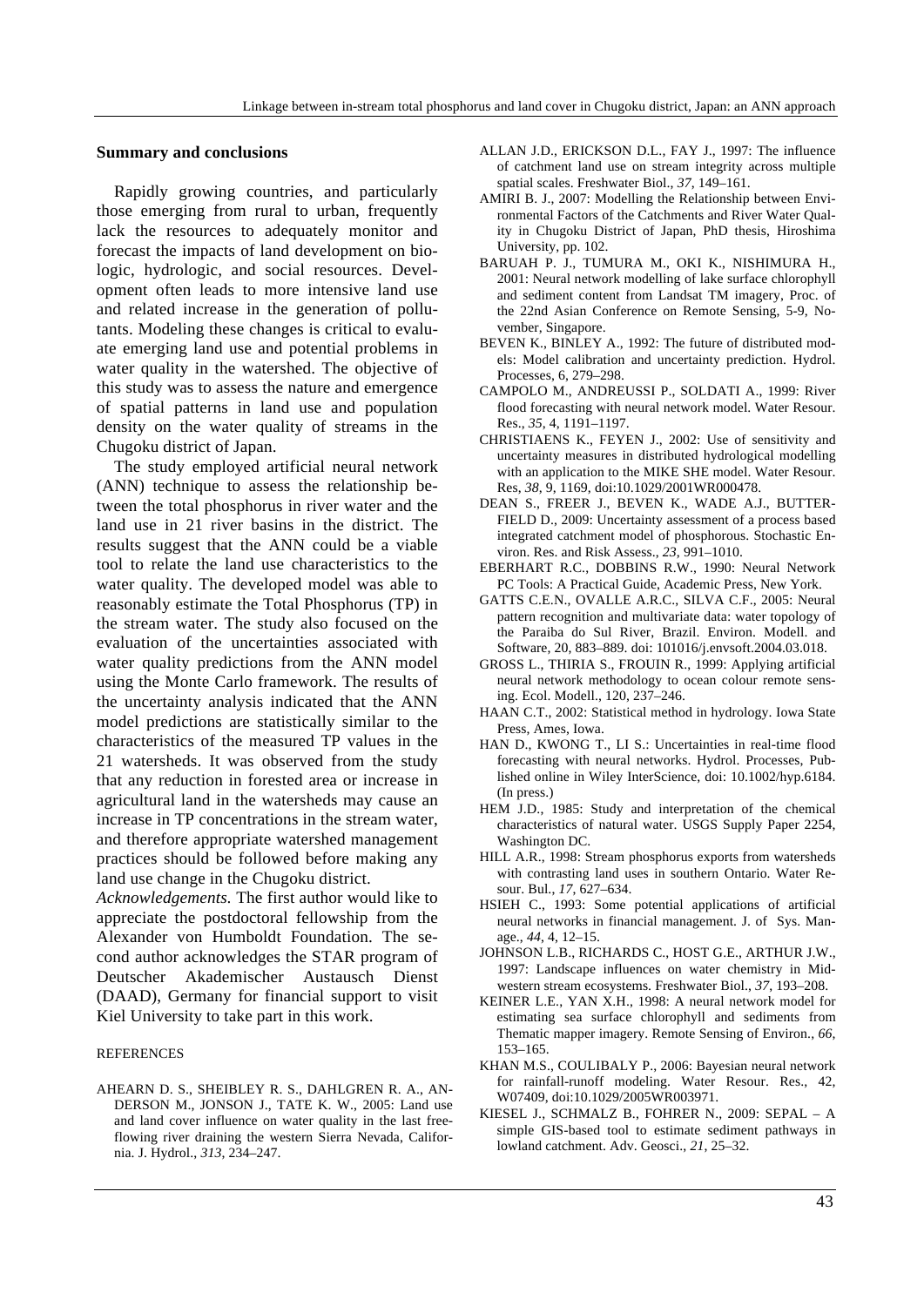### Summary and conclusions

Rapidly growing countries, and particularly those emerging from rural to urban, frequently lack the resources to adequately monitor and forecast the impacts of land development on biologic, hydrologic, and social resources. Development often leads to more intensive land use and related increase in the generation of pollutants. Modeling these changes is critical to evaluate emerging land use and potential problems in water quality in the watershed. The objective of this study was to assess the nature and emergence of spatial patterns in land use and population density on the water quality of streams in the Chugoku district of Japan.

The study employed artificial neural network (ANN) technique to assess the relationship between the total phosphorus in river water and the land use in 21 river basins in the district. The results suggest that the ANN could be a viable tool to relate the land use characteristics to the water quality. The developed model was able to reasonably estimate the Total Phosphorus (TP) in the stream water. The study also focused on the evaluation of the uncertainties associated with water quality predictions from the ANN model using the Monte Carlo framework. The results of the uncertainty analysis indicated that the ANN model predictions are statistically similar to the characteristics of the measured TP values in the 21 watersheds. It was observed from the study that any reduction in forested area or increase in agricultural land in the watersheds may cause an increase in TP concentrations in the stream water, and therefore appropriate watershed management practices should be followed before making any land use change in the Chugoku district.

*Acknowledgements.* The first author would like to appreciate the postdoctoral fellowship from the Alexander von Humboldt Foundation. The second author acknowledges the STAR program of Deutscher Akademischer Austausch Dienst (DAAD), Germany for financial support to visit Kiel University to take part in this work.

REFERENCES

AHEARN D. S., SHEIBLEY R. S., DAHLGREN R. A., ANDERSON M., JONSON J., TATE K. W., 2005: Land use and land cover influence on water quality in the last free-flowing river draining the western Sierra Nevada, California. J. Hydrol., *313*, 234–247.

ALLAN J.D., ERICKSON D.L., FAY J., 1997: The influence of catchment land use on stream integrity across multiple spatial scales. Freshwater Biol., *37*, 149–161.

AMIRI B. J., 2007: Modelling the Relationship between Environmental Factors of the Catchments and River Water Quality in Chugoku District of Japan, PhD thesis, Hiroshima University, pp. 102.

BARUAH P. J., TUMURA M., OKI K., NISHIMURA H., 2001: Neural network modelling of lake surface chlorophyll and sediment content from Landsat TM imagery, Proc. of the 22nd Asian Conference on Remote Sensing, 5-9, November, Singapore.

BEVEN K., BINLEY A., 1992: The future of distributed models: Model calibration and uncertainty prediction. Hydrol. Processes, 6, 279–298.

CAMPOLO M., ANDREUSSI P., SOLDATI A., 1999: River flood forecasting with neural network model. Water Resour. Res., *35*, 4, 1191–1197.

CHRISTIAENS K., FEYEN J., 2002: Use of sensitivity and uncertainty measures in distributed hydrological modelling with an application to the MIKE SHE model. Water Resour. Res, *38*, 9, 1169, doi:10.1029/2001WR000478.

DEAN S., FREER J., BEVEN K., WADE A.J., BUTTERFIELD D., 2009: Uncertainty assessment of a process based integrated catchment model of phosphorous. Stochastic Environ. Res. and Risk Assess., *23*, 991–1010.

EBERHART R.C., DOBBINS R.W., 1990: Neural Network PC Tools: A Practical Guide, Academic Press, New York.

GATTS C.E.N., OVALLE A.R.C., SILVA C.F., 2005: Neural pattern recognition and multivariate data: water topology of the Paraiba do Sul River, Brazil. Environ. Modell. and Software, 20, 883–889. doi: 101016/j.envsoft.2004.03.018.

GROSS L., THIRIA S., FROUIN R., 1999: Applying artificial neural network methodology to ocean colour remote sensing. Ecol. Modell., 120, 237–246.

HAAN C.T., 2002: Statistical method in hydrology. Iowa State Press, Ames, Iowa.

HAN D., KWONG T., LI S.: Uncertainties in real-time flood forecasting with neural networks. Hydrol. Processes, Published online in Wiley InterScience, doi: 10.1002/hyp.6184. (In press.)

HEM J.D., 1985: Study and interpretation of the chemical characteristics of natural water. USGS Supply Paper 2254, Washington DC.

HILL A.R., 1998: Stream phosphorus exports from watersheds with contrasting land uses in southern Ontario. Water Resour. Bul., *17*, 627–634.

HSIEH C., 1993: Some potential applications of artificial neural networks in financial management. J. of Sys. Manage., *44*, 4, 12–15.

JOHNSON L.B., RICHARDS C., HOST G.E., ARTHUR J.W., 1997: Landscape influences on water chemistry in Midwestern stream ecosystems. Freshwater Biol., *37*, 193–208.

KEINER L.E., YAN X.H., 1998: A neural network model for estimating sea surface chlorophyll and sediments from Thematic mapper imagery. Remote Sensing of Environ., *66*, 153–165.

KHAN M.S., COULIBALY P., 2006: Bayesian neural network for rainfall-runoff modeling. Water Resour. Res., 42, W07409, doi:10.1029/2005WR003971.

KIESEL J., SCHMALZ B., FOHRER N., 2009: SEPAL – A simple GIS-based tool to estimate sediment pathways in lowland catchment. Adv. Geosci., *21*, 25–32.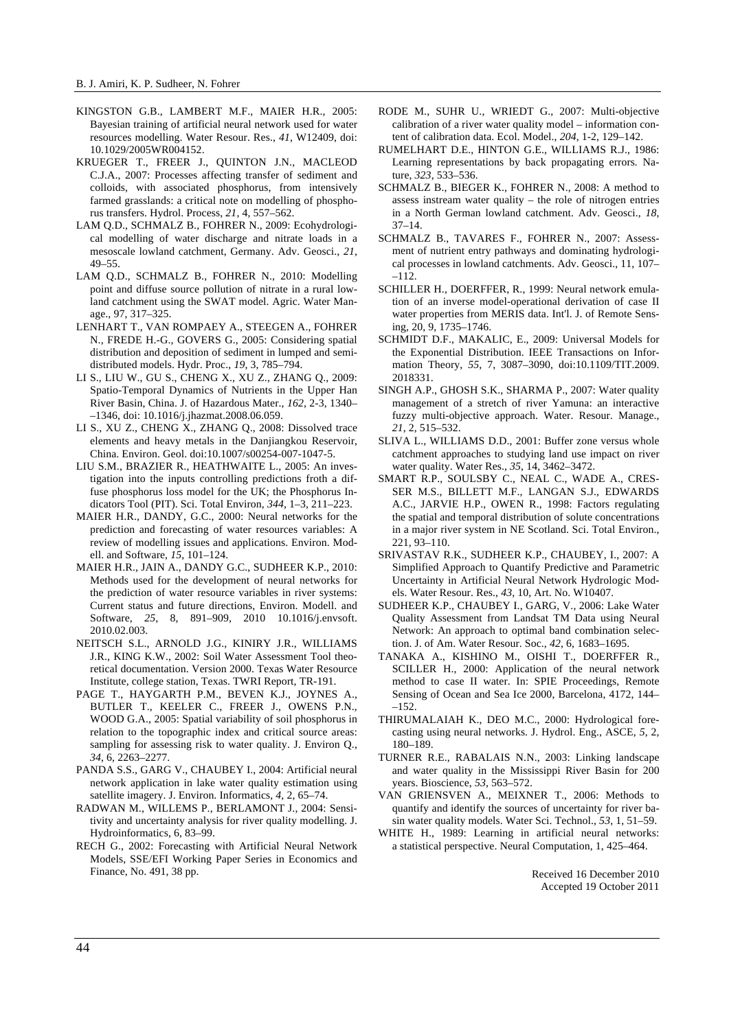KINGSTON G.B., LAMBERT M.F., MAIER H.R., 2005: Bayesian training of artificial neural network used for water resources modelling. Water Resour. Res., *41*, W12409, doi: 10.1029/2005WR004152.

KRUEGER T., FREER J., QUINTON J.N., MACLEOD C.J.A., 2007: Processes affecting transfer of sediment and colloids, with associated phosphorus, from intensively farmed grasslands: a critical note on modelling of phosphorus transfers. Hydrol. Process, *21*, 4, 557–562.

LAM Q.D., SCHMALZ B., FOHRER N., 2009: Ecohydrological modelling of water discharge and nitrate loads in a mesoscale lowland catchment, Germany. Adv. Geosci., *21*, 49–55.

LAM Q.D., SCHMALZ B., FOHRER N., 2010: Modelling point and diffuse source pollution of nitrate in a rural lowland catchment using the SWAT model. Agric. Water Manage., 97, 317–325.

LENHART T., VAN ROMPAEY A., STEEGEN A., FOHRER N., FREDE H.-G., GOVERS G., 2005: Considering spatial distribution and deposition of sediment in lumped and semi-distributed models. Hydr. Proc., *19*, 3, 785–794.

LI S., LIU W., GU S., CHENG X., XU Z., ZHANG Q., 2009: Spatio-Temporal Dynamics of Nutrients in the Upper Han River Basin, China. J. of Hazardous Mater., *162*, 2-3, 1340–1346, doi: 10.1016/j.jhazmat.2008.06.059.

LI S., XU Z., CHENG X., ZHANG Q., 2008: Dissolved trace elements and heavy metals in the Danjiangkou Reservoir, China. Environ. Geol. doi:10.1007/s00254-007-1047-5.

LIU S.M., BRAZIER R., HEATHWAITE L., 2005: An investigation into the inputs controlling predictions froth a diffuse phosphorus loss model for the UK; the Phosphorus Indicators Tool (PIT). Sci. Total Environ, *344*, 1–3, 211–223.

MAIER H.R., DANDY, G.C., 2000: Neural networks for the prediction and forecasting of water resources variables: A review of modelling issues and applications. Environ. Modell. and Software, *15*, 101–124.

MAIER H.R., JAIN A., DANDY G.C., SUDHEER K.P., 2010: Methods used for the development of neural networks for the prediction of water resource variables in river systems: Current status and future directions, Environ. Modell. and Software, *25*, 8, 891–909, 2010 10.1016/j.envsoft.2010.02.003.

NEITSCH S.L., ARNOLD J.G., KINIRY J.R., WILLIAMS J.R., KING K.W., 2002: Soil Water Assessment Tool theoretical documentation. Version 2000. Texas Water Resource Institute, college station, Texas. TWRI Report, TR-191.

PAGE T., HAYGARTH P.M., BEVEN K.J., JOYNES A., BUTLER T., KEELER C., FREER J., OWENS P.N., WOOD G.A., 2005: Spatial variability of soil phosphorus in relation to the topographic index and critical source areas: sampling for assessing risk to water quality. J. Environ Q., *34*, 6, 2263–2277.

PANDA S.S., GARG V., CHAUBEY I., 2004: Artificial neural network application in lake water quality estimation using satellite imagery. J. Environ. Informatics, *4*, 2, 65–74.

RADWAN M., WILLEMS P., BERLAMONT J., 2004: Sensitivity and uncertainty analysis for river quality modelling. J. Hydroinformatics, 6, 83–99.

RECH G., 2002: Forecasting with Artificial Neural Network Models, SSE/EFI Working Paper Series in Economics and Finance, No. 491, 38 pp.

RODE M., SUHR U., WRIEDT G., 2007: Multi-objective calibration of a river water quality model – information content of calibration data. Ecol. Model., *204*, 1-2, 129–142.

RUMELHART D.E., HINTON G.E., WILLIAMS R.J., 1986: Learning representations by back propagating errors. Nature, *323*, 533–536.

SCHMALZ B., BIEGER K., FOHRER N., 2008: A method to assess instream water quality – the role of nitrogen entries in a North German lowland catchment. Adv. Geosci., *18*, 37–14.

SCHMALZ B., TAVARES F., FOHRER N., 2007: Assessment of nutrient entry pathways and dominating hydrological processes in lowland catchments. Adv. Geosci., 11, 107–112.

SCHILLER H., DOERFFER, R., 1999: Neural network emulation of an inverse model-operational derivation of case II water properties from MERIS data. Int'l. J. of Remote Sensing, 20, 9, 1735–1746.

SCHMIDT D.F., MAKALIC, E., 2009: Universal Models for the Exponential Distribution. IEEE Transactions on Information Theory, *55*, 7, 3087–3090, doi:10.1109/TIT.2009.2018331.

SINGH A.P., GHOSH S.K., SHARMA P., 2007: Water quality management of a stretch of river Yamuna: an interactive fuzzy multi-objective approach. Water. Resour. Manage., *21*, 2, 515–532.

SLIVA L., WILLIAMS D.D., 2001: Buffer zone versus whole catchment approaches to studying land use impact on river water quality. Water Res., *35*, 14, 3462–3472.

SMART R.P., SOULSBY C., NEAL C., WADE A., CRESSER M.S., BILLETT M.F., LANGAN S.J., EDWARDS A.C., JARVIE H.P., OWEN R., 1998: Factors regulating the spatial and temporal distribution of solute concentrations in a major river system in NE Scotland. Sci. Total Environ., 221, 93–110.

SRIVASTAV R.K., SUDHEER K.P., CHAUBEY, I., 2007: A Simplified Approach to Quantify Predictive and Parametric Uncertainty in Artificial Neural Network Hydrologic Models. Water Resour. Res., *43*, 10, Art. No. W10407.

SUDHEER K.P., CHAUBEY I., GARG, V., 2006: Lake Water Quality Assessment from Landsat TM Data using Neural Network: An approach to optimal band combination selection. J. of Am. Water Resour. Soc., *42*, 6, 1683–1695.

TANAKA A., KISHINO M., OISHI T., DOERFFER R., SCILLER H., 2000: Application of the neural network method to case II water. In: SPIE Proceedings, Remote Sensing of Ocean and Sea Ice 2000, Barcelona, 4172, 144–152.

THIRUMALAIAH K., DEO M.C., 2000: Hydrological forecasting using neural networks. J. Hydrol. Eng., ASCE, *5*, 2, 180–189.

TURNER R.E., RABALAIS N.N., 2003: Linking landscape and water quality in the Mississippi River Basin for 200 years. Bioscience, *53*, 563–572.

VAN GRIENSVEN A., MEIXNER T., 2006: Methods to quantify and identify the sources of uncertainty for river basin water quality models. Water Sci. Technol., *53*, 1, 51–59.

WHITE H., 1989: Learning in artificial neural networks: a statistical perspective. Neural Computation, 1, 425–464.

Received 16 December 2010
Accepted 19 October 2011